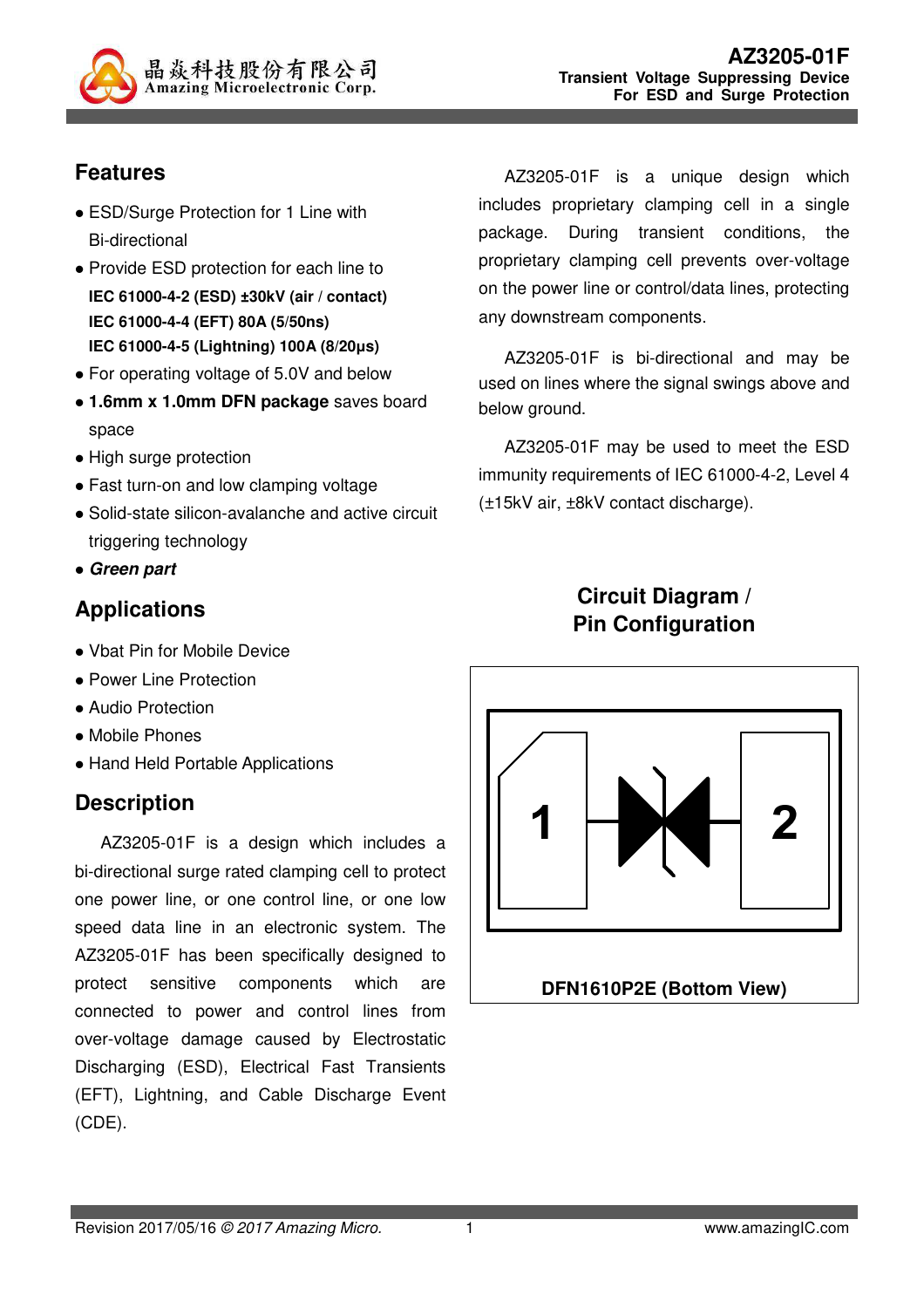# AZ3205-01F

**Transient Voltage Suppressing Device For ESD and Surge Protection**

## Features

- ESD/Surge Protection for 1 Line with Bi-directional
- Provide ESD protection for each line to  
  **IEC 61000-4-2 (ESD) ±30kV (air / contact)**  
  **IEC 61000-4-4 (EFT) 80A (5/50ns)**  
  **IEC 61000-4-5 (Lightning) 100A (8/20μs)**
- For operating voltage of 5.0V and below
- **1.6mm x 1.0mm DFN package** saves board space
- High surge protection
- Fast turn-on and low clamping voltage
- Solid-state silicon-avalanche and active circuit triggering technology
- ***Green part***

## Applications

- Vbat Pin for Mobile Device
- Power Line Protection
- Audio Protection
- Mobile Phones
- Hand Held Portable Applications

## Description

AZ3205-01F is a design which includes a bi-directional surge rated clamping cell to protect one power line, or one control line, or one low speed data line in an electronic system. The AZ3205-01F has been specifically designed to protect sensitive components which are connected to power and control lines from over-voltage damage caused by Electrostatic Discharging (ESD), Electrical Fast Transients (EFT), Lightning, and Cable Discharge Event (CDE).

AZ3205-01F is a unique design which includes proprietary clamping cell in a single package. During transient conditions, the proprietary clamping cell prevents over-voltage on the power line or control/data lines, protecting any downstream components.

AZ3205-01F is bi-directional and may be used on lines where the signal swings above and below ground.

AZ3205-01F may be used to meet the ESD immunity requirements of IEC 61000-4-2, Level 4 (±15kV air, ±8kV contact discharge).

## Circuit Diagram / Pin Configuration

1 2

**DFN1610P2E (Bottom View)**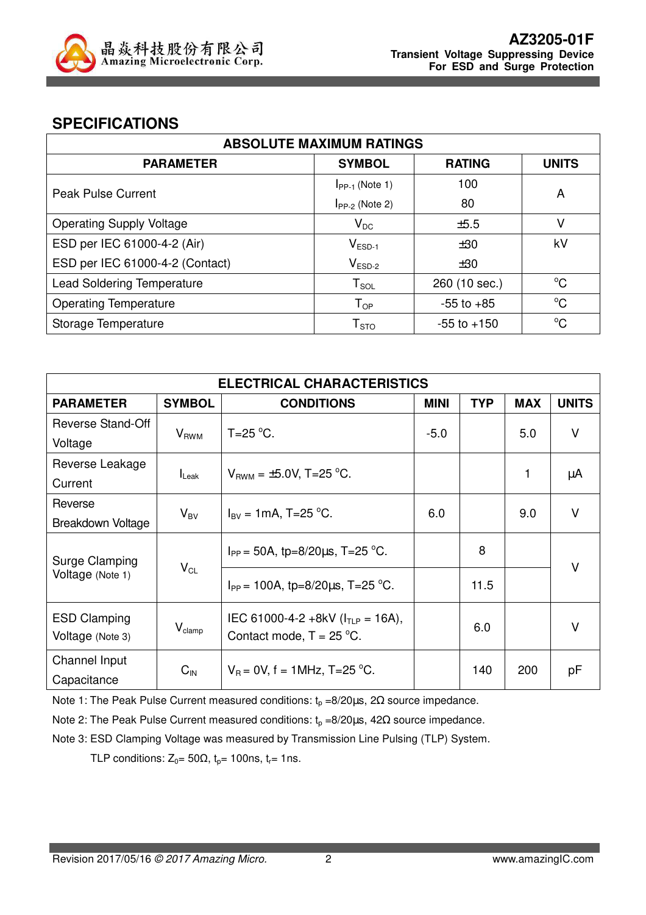## SPECIFICATIONS

| ABSOLUTE MAXIMUM RATINGS | | | |
|---|---|---|---|
| **PARAMETER** | **SYMBOL** | **RATING** | **UNITS** |
| Peak Pulse Current | $I_{PP\text{-}1}$ (Note 1) | 100 | A |
| | $I_{PP\text{-}2}$ (Note 2) | 80 | |
| Operating Supply Voltage | $V_{DC}$ | ±5.5 | V |
| ESD per IEC 61000-4-2 (Air) | $V_{ESD\text{-}1}$ | ±30 | kV |
| ESD per IEC 61000-4-2 (Contact) | $V_{ESD\text{-}2}$ | ±30 | |
| Lead Soldering Temperature | $T_{SOL}$ | 260 (10 sec.) | °C |
| Operating Temperature | $T_{OP}$ | -55 to +85 | °C |
| Storage Temperature | $T_{STO}$ | -55 to +150 | °C |

| ELECTRICAL CHARACTERISTICS | | | | | | |
|---|---|---|---|---|---|---|
| **PARAMETER** | **SYMBOL** | **CONDITIONS** | **MINI** | **TYP** | **MAX** | **UNITS** |
| Reverse Stand-Off Voltage | $V_{RWM}$ | T=25 °C. | -5.0 | | 5.0 | V |
| Reverse Leakage Current | $I_{Leak}$ | $V_{RWM}$ = ±5.0V, T=25 °C. | | | 1 | μA |
| Reverse Breakdown Voltage | $V_{BV}$ | $I_{BV}$ = 1mA, T=25 °C. | 6.0 | | 9.0 | V |
| Surge Clamping Voltage (Note 1) | $V_{CL}$ | $I_{PP}$ = 50A, tp=8/20μs, T=25 °C. | | 8 | | V |
| | | $I_{PP}$ = 100A, tp=8/20μs, T=25 °C. | | 11.5 | | |
| ESD Clamping Voltage (Note 3) | $V_{clamp}$ | IEC 61000-4-2 +8kV ($I_{TLP}$ = 16A), Contact mode, T = 25 °C. | | 6.0 | | V |
| Channel Input Capacitance | $C_{IN}$ | $V_R$ = 0V, f = 1MHz, T=25 °C. | | 140 | 200 | pF |

Note 1: The Peak Pulse Current measured conditions: $t_p$ =8/20μs, 2Ω source impedance.

Note 2: The Peak Pulse Current measured conditions: $t_p$ =8/20μs, 42Ω source impedance.

Note 3: ESD Clamping Voltage was measured by Transmission Line Pulsing (TLP) System.

TLP conditions: $Z_0$= 50Ω, $t_p$= 100ns, $t_r$= 1ns.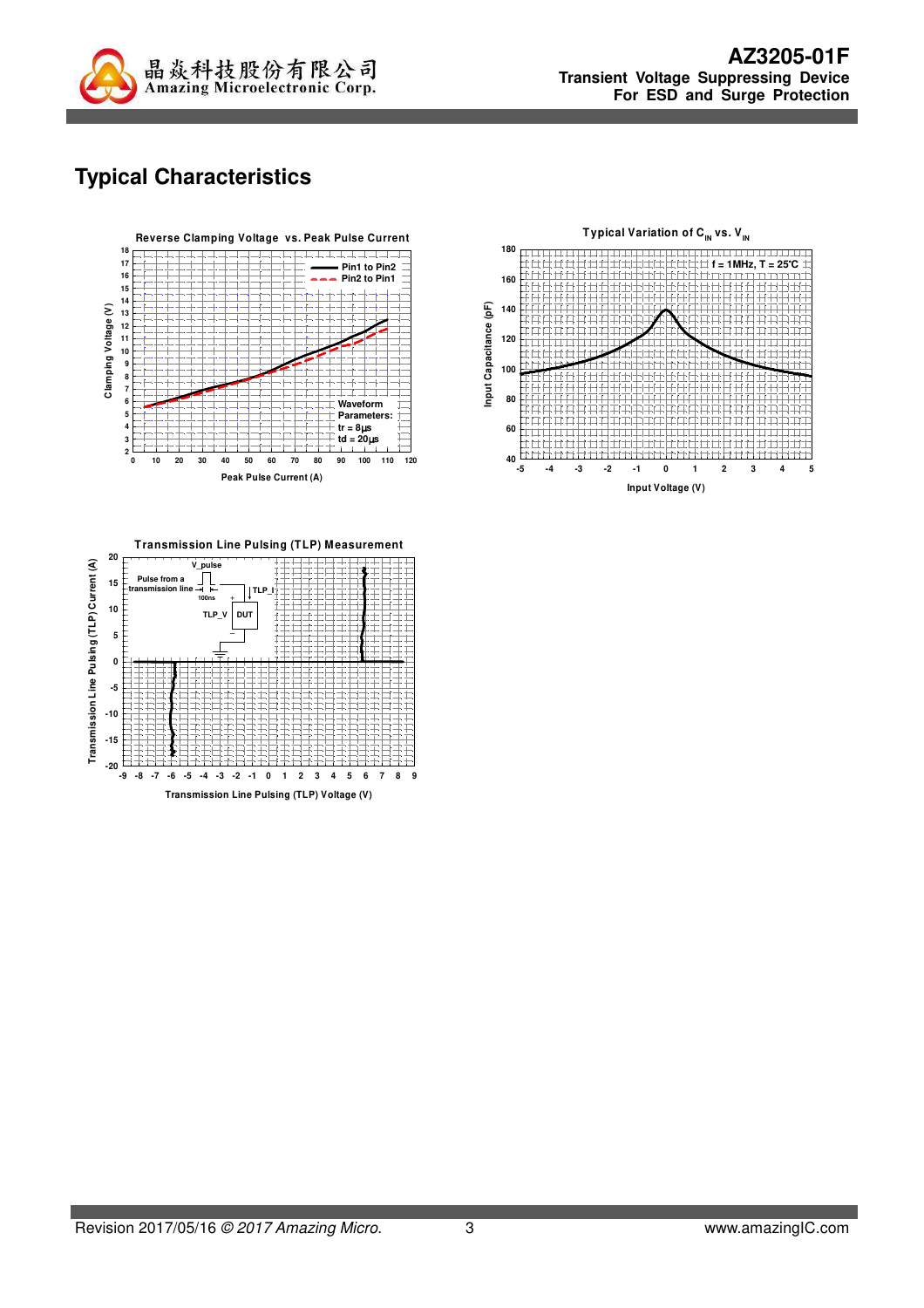## Typical Characteristics

**Reverse Clamping Voltage vs. Peak Pulse Current**

Clamping Voltage (V) vs. Peak Pulse Current (A)

- Pin1 to Pin2
- Pin2 to Pin1

Waveform Parameters:
tr = 8μs
td = 20μs

**Typical Variation of $C_{IN}$ vs. $V_{IN}$**

Input Capacitance (pF) vs. Input Voltage (V)

f = 1MHz, T = 25°C

**Transmission Line Pulsing (TLP) Measurement**

Transmission Line Pulsing (TLP) Current (A) vs. Transmission Line Pulsing (TLP) Voltage (V)

Pulse from a transmission line, V_pulse, 100ns, TLP_I, TLP_V, DUT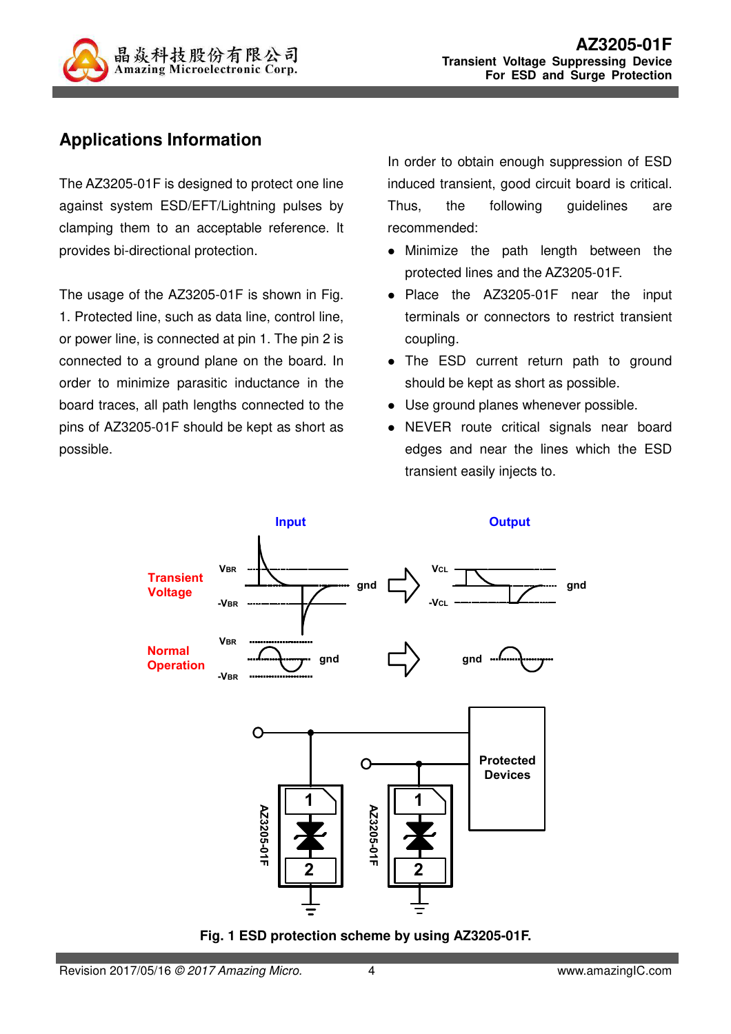## Applications Information

The AZ3205-01F is designed to protect one line against system ESD/EFT/Lightning pulses by clamping them to an acceptable reference. It provides bi-directional protection.

The usage of the AZ3205-01F is shown in Fig. 1. Protected line, such as data line, control line, or power line, is connected at pin 1. The pin 2 is connected to a ground plane on the board. In order to minimize parasitic inductance in the board traces, all path lengths connected to the pins of AZ3205-01F should be kept as short as possible.

In order to obtain enough suppression of ESD induced transient, good circuit board is critical. Thus, the following guidelines are recommended:

- Minimize the path length between the protected lines and the AZ3205-01F.
- Place the AZ3205-01F near the input terminals or connectors to restrict transient coupling.
- The ESD current return path to ground should be kept as short as possible.
- Use ground planes whenever possible.
- NEVER route critical signals near board edges and near the lines which the ESD transient easily injects to.

Fig. 1 ESD protection scheme by using AZ3205-01F.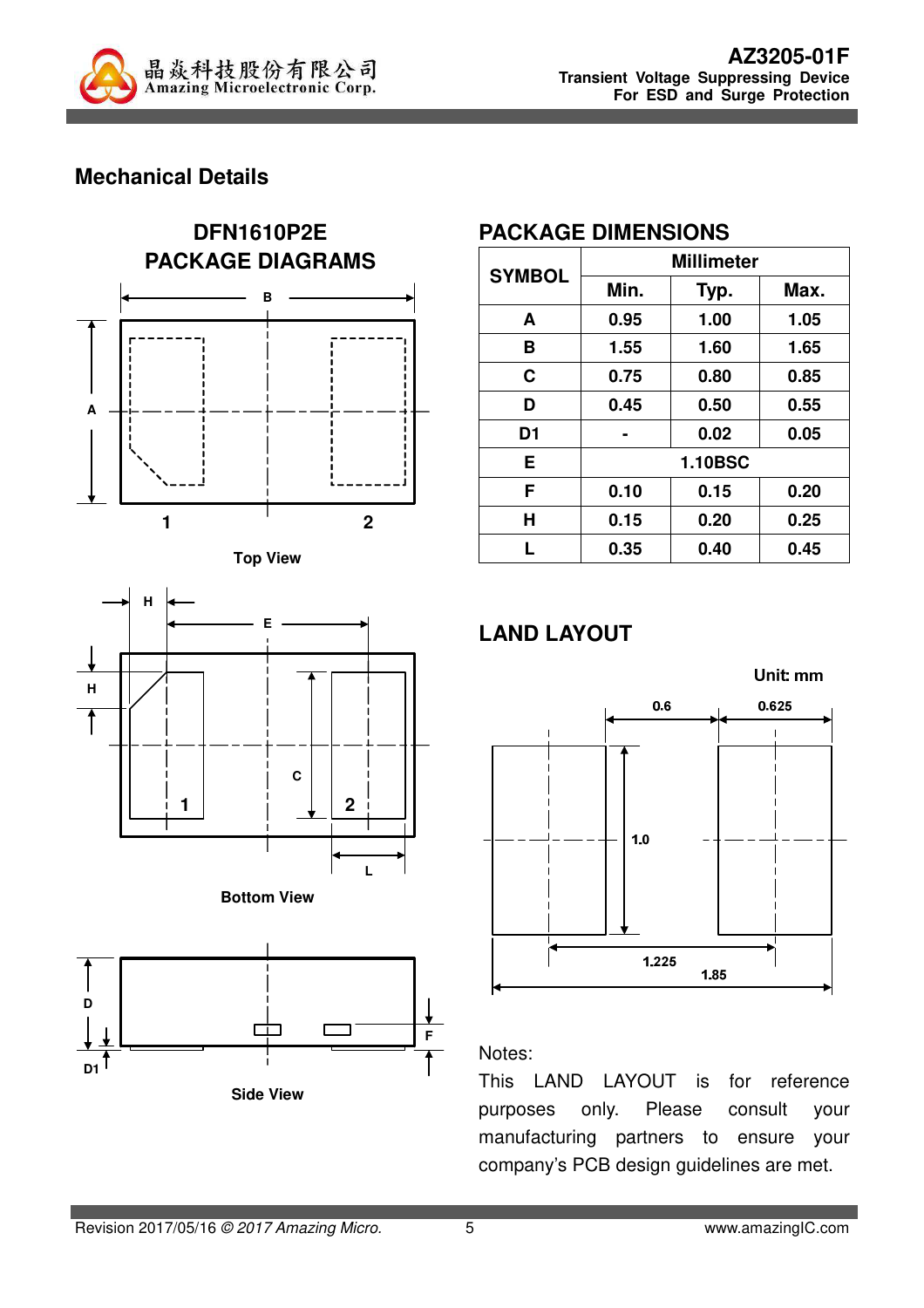## Mechanical Details

### DFN1610P2E PACKAGE DIAGRAMS

Top View

Bottom View

Side View

### PACKAGE DIMENSIONS

| SYMBOL | Millimeter | | |
|---|---|---|---|
| | Min. | Typ. | Max. |
| A | 0.95 | 1.00 | 1.05 |
| B | 1.55 | 1.60 | 1.65 |
| C | 0.75 | 0.80 | 0.85 |
| D | 0.45 | 0.50 | 0.55 |
| D1 | - | 0.02 | 0.05 |
| E | 1.10BSC | | |
| F | 0.10 | 0.15 | 0.20 |
| H | 0.15 | 0.20 | 0.25 |
| L | 0.35 | 0.40 | 0.45 |

### LAND LAYOUT

Unit: mm

Notes:

This LAND LAYOUT is for reference purposes only. Please consult your manufacturing partners to ensure your company's PCB design guidelines are met.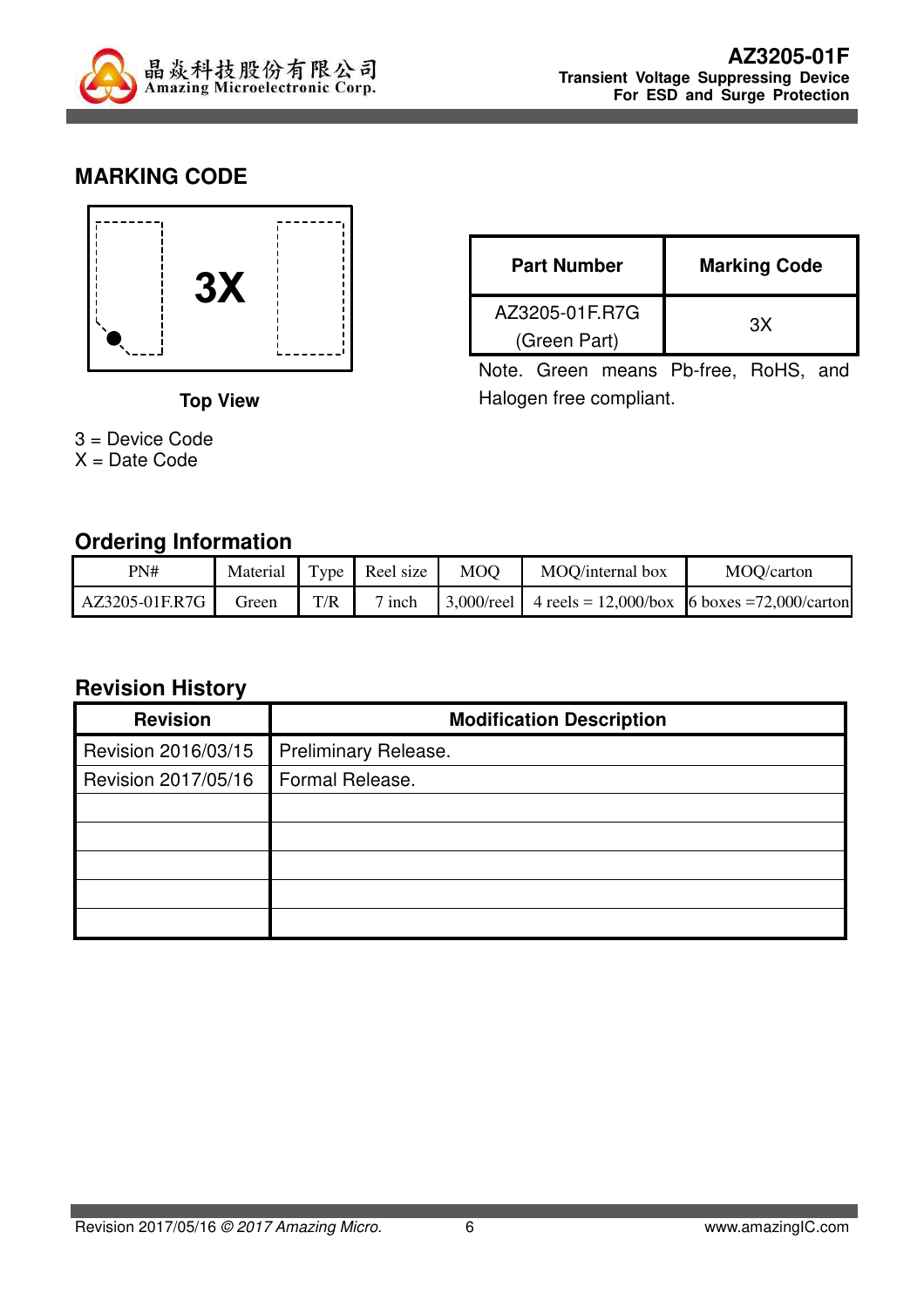## MARKING CODE

3X

Top View

3 = Device Code
X = Date Code

| Part Number | Marking Code |
|---|---|
| AZ3205-01F.R7G (Green Part) | 3X |

Note. Green means Pb-free, RoHS, and Halogen free compliant.

## Ordering Information

| PN# | Material | Type | Reel size | MOQ | MOQ/internal box | MOQ/carton |
|---|---|---|---|---|---|---|
| AZ3205-01F.R7G | Green | T/R | 7 inch | 3,000/reel | 4 reels = 12,000/box | 6 boxes =72,000/carton |

## Revision History

| Revision | Modification Description |
|---|---|
| Revision 2016/03/15 | Preliminary Release. |
| Revision 2017/05/16 | Formal Release. |
| | |
| | |
| | |
| | |
| | |